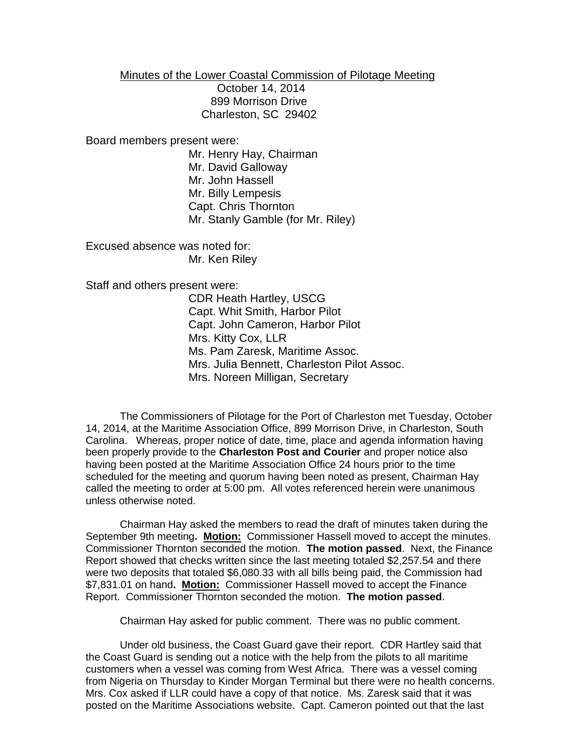Minutes of the Lower Coastal Commission of Pilotage Meeting

October 14, 2014
899 Morrison Drive
Charleston, SC 29402

Board members present were:

Mr. Henry Hay, Chairman
Mr. David Galloway
Mr. John Hassell
Mr. Billy Lempesis
Capt. Chris Thornton
Mr. Stanly Gamble (for Mr. Riley)

Excused absence was noted for:

Mr. Ken Riley

Staff and others present were:

CDR Heath Hartley, USCG
Capt. Whit Smith, Harbor Pilot
Capt. John Cameron, Harbor Pilot
Mrs. Kitty Cox, LLR
Ms. Pam Zaresk, Maritime Assoc.
Mrs. Julia Bennett, Charleston Pilot Assoc.
Mrs. Noreen Milligan, Secretary

The Commissioners of Pilotage for the Port of Charleston met Tuesday, October 14, 2014, at the Maritime Association Office, 899 Morrison Drive, in Charleston, South Carolina. Whereas, proper notice of date, time, place and agenda information having been properly provide to the **Charleston Post and Courier** and proper notice also having been posted at the Maritime Association Office 24 hours prior to the time scheduled for the meeting and quorum having been noted as present, Chairman Hay called the meeting to order at 5:00 pm. All votes referenced herein were unanimous unless otherwise noted.

Chairman Hay asked the members to read the draft of minutes taken during the September 9th meeting**. <u>Motion:</u>** Commissioner Hassell moved to accept the minutes. Commissioner Thornton seconded the motion. **The motion passed**. Next, the Finance Report showed that checks written since the last meeting totaled $2,257.54 and there were two deposits that totaled $6,080.33 with all bills being paid, the Commission had $7,831.01 on hand**. <u>Motion:</u>** Commissioner Hassell moved to accept the Finance Report. Commissioner Thornton seconded the motion. **The motion passed**.

Chairman Hay asked for public comment. There was no public comment.

Under old business, the Coast Guard gave their report. CDR Hartley said that the Coast Guard is sending out a notice with the help from the pilots to all maritime customers when a vessel was coming from West Africa. There was a vessel coming from Nigeria on Thursday to Kinder Morgan Terminal but there were no health concerns. Mrs. Cox asked if LLR could have a copy of that notice. Ms. Zaresk said that it was posted on the Maritime Associations website. Capt. Cameron pointed out that the last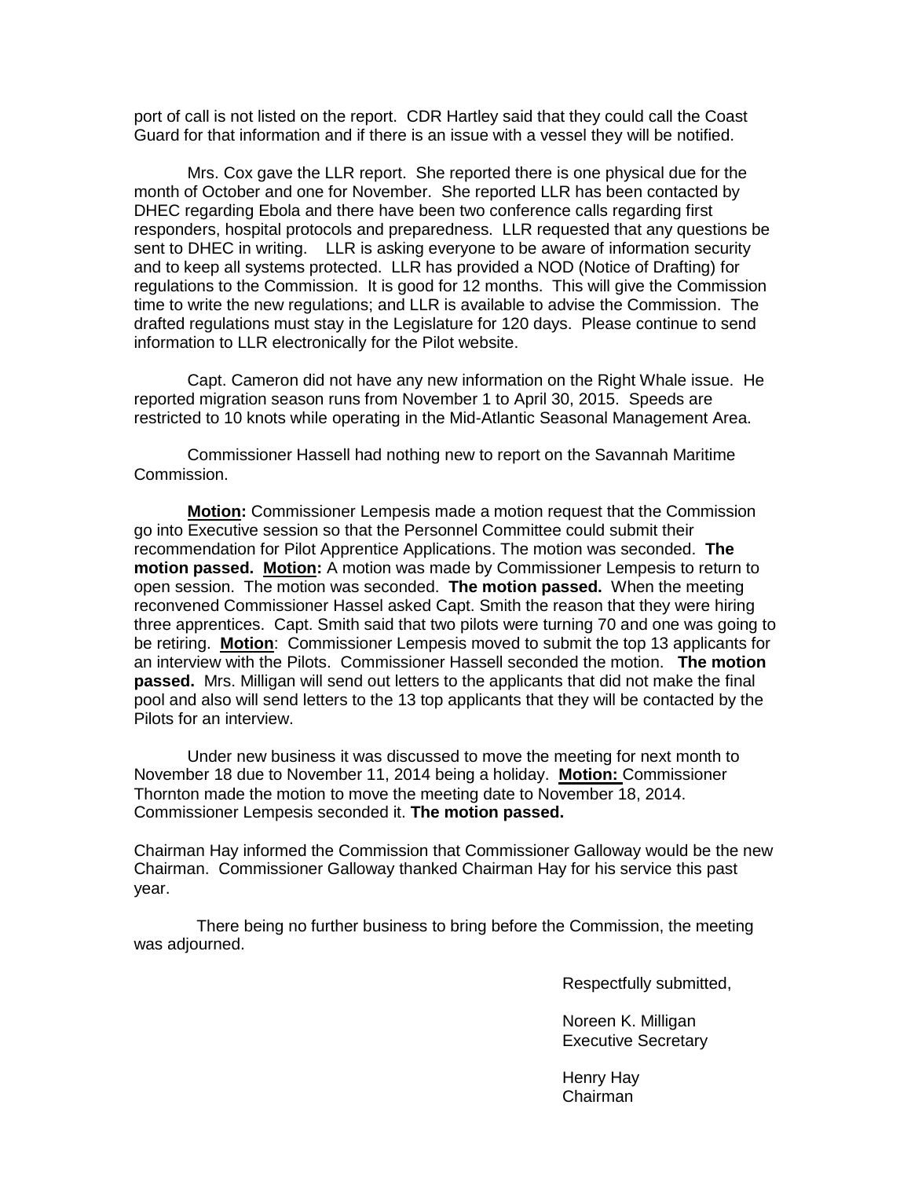port of call is not listed on the report. CDR Hartley said that they could call the Coast Guard for that information and if there is an issue with a vessel they will be notified.

Mrs. Cox gave the LLR report. She reported there is one physical due for the month of October and one for November. She reported LLR has been contacted by DHEC regarding Ebola and there have been two conference calls regarding first responders, hospital protocols and preparedness. LLR requested that any questions be sent to DHEC in writing. LLR is asking everyone to be aware of information security and to keep all systems protected. LLR has provided a NOD (Notice of Drafting) for regulations to the Commission. It is good for 12 months. This will give the Commission time to write the new regulations; and LLR is available to advise the Commission. The drafted regulations must stay in the Legislature for 120 days. Please continue to send information to LLR electronically for the Pilot website.

Capt. Cameron did not have any new information on the Right Whale issue. He reported migration season runs from November 1 to April 30, 2015. Speeds are restricted to 10 knots while operating in the Mid-Atlantic Seasonal Management Area.

Commissioner Hassell had nothing new to report on the Savannah Maritime Commission.

**Motion:** Commissioner Lempesis made a motion request that the Commission go into Executive session so that the Personnel Committee could submit their recommendation for Pilot Apprentice Applications. The motion was seconded. **The motion passed.** **Motion:** A motion was made by Commissioner Lempesis to return to open session. The motion was seconded. **The motion passed.** When the meeting reconvened Commissioner Hassel asked Capt. Smith the reason that they were hiring three apprentices. Capt. Smith said that two pilots were turning 70 and one was going to be retiring. **Motion**: Commissioner Lempesis moved to submit the top 13 applicants for an interview with the Pilots. Commissioner Hassell seconded the motion. **The motion passed.** Mrs. Milligan will send out letters to the applicants that did not make the final pool and also will send letters to the 13 top applicants that they will be contacted by the Pilots for an interview.

Under new business it was discussed to move the meeting for next month to November 18 due to November 11, 2014 being a holiday. **Motion:** Commissioner Thornton made the motion to move the meeting date to November 18, 2014. Commissioner Lempesis seconded it. **The motion passed.**

Chairman Hay informed the Commission that Commissioner Galloway would be the new Chairman. Commissioner Galloway thanked Chairman Hay for his service this past year.

There being no further business to bring before the Commission, the meeting was adjourned.

Respectfully submitted,

Noreen K. Milligan
Executive Secretary

Henry Hay
Chairman